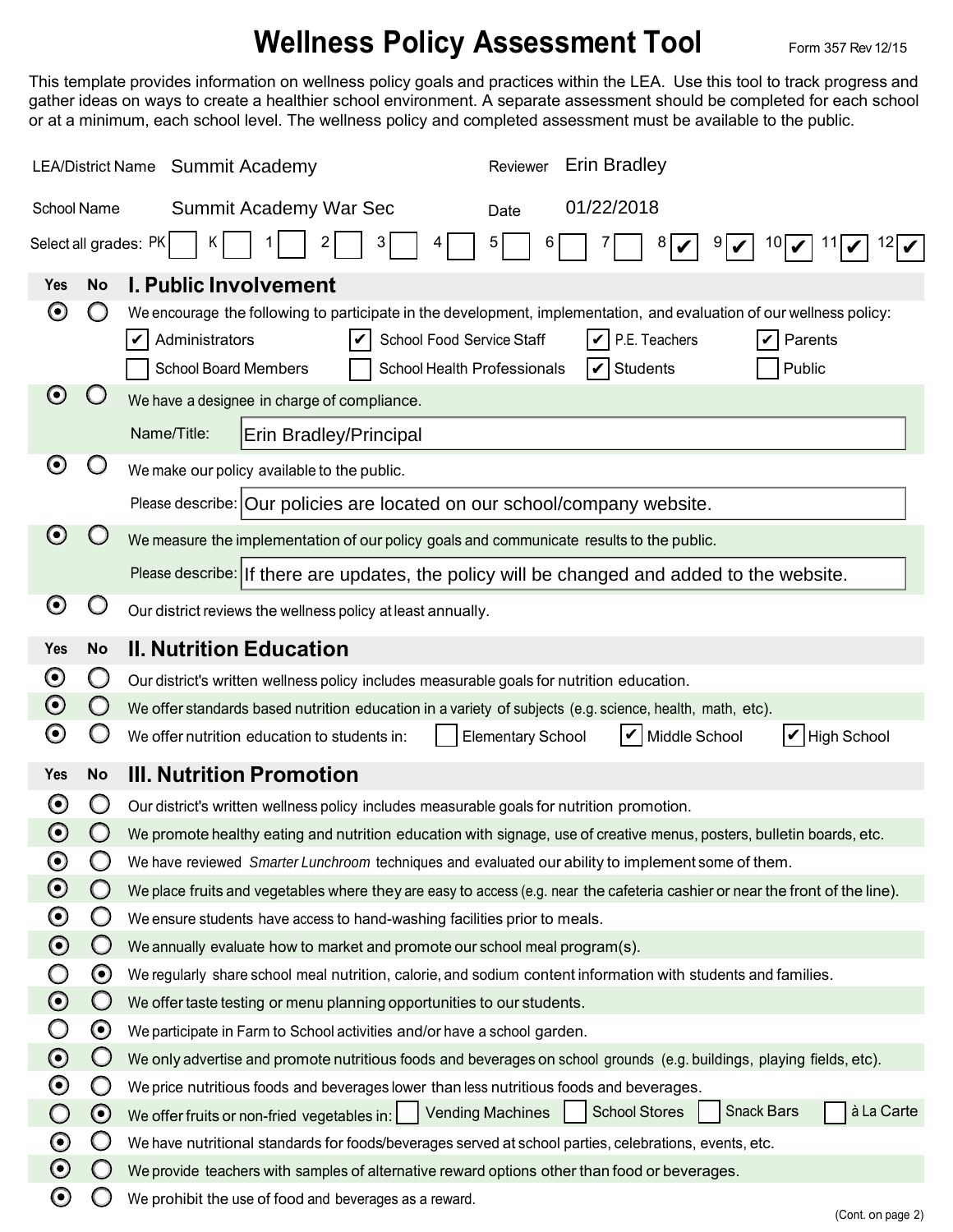# Wellness Policy Assessment Tool

Form 357 Rev 12/15

This template provides information on wellness policy goals and practices within the LEA. Use this tool to track progress and gather ideas on ways to create a healthier school environment. A separate assessment should be completed for each school or at a minimum, each school level. The wellness policy and completed assessment must be available to the public.

LEA/District Name: Summit Academy

Reviewer: Erin Bradley

School Name: Summit Academy War Sec

Date: 01/22/2018

Select all grades: PK ☐ K ☐ 1 ☐ 2 ☐ 3 ☐ 4 ☐ 5 ☐ 6 ☐ 7 ☐ 8 ☑ 9 ☑ 10 ☑ 11 ☑ 12 ☑

## I. Public Involvement

| Yes | No | |
|---|---|---|
| ⦿ | ○ | We encourage the following to participate in the development, implementation, and evaluation of our wellness policy: ☑ Administrators ☑ School Food Service Staff ☑ P.E. Teachers ☑ Parents ☐ School Board Members ☐ School Health Professionals ☑ Students ☐ Public |
| ⦿ | ○ | We have a designee in charge of compliance. Name/Title: Erin Bradley/Principal |
| ⦿ | ○ | We make our policy available to the public. Please describe: Our policies are located on our school/company website. |
| ⦿ | ○ | We measure the implementation of our policy goals and communicate results to the public. Please describe: If there are updates, the policy will be changed and added to the website. |
| ⦿ | ○ | Our district reviews the wellness policy at least annually. |

## II. Nutrition Education

| Yes | No | |
|---|---|---|
| ⦿ | ○ | Our district's written wellness policy includes measurable goals for nutrition education. |
| ⦿ | ○ | We offer standards based nutrition education in a variety of subjects (e.g. science, health, math, etc). |
| ⦿ | ○ | We offer nutrition education to students in: ☐ Elementary School ☑ Middle School ☑ High School |

## III. Nutrition Promotion

| Yes | No | |
|---|---|---|
| ⦿ | ○ | Our district's written wellness policy includes measurable goals for nutrition promotion. |
| ⦿ | ○ | We promote healthy eating and nutrition education with signage, use of creative menus, posters, bulletin boards, etc. |
| ⦿ | ○ | We have reviewed *Smarter Lunchroom* techniques and evaluated our ability to implement some of them. |
| ⦿ | ○ | We place fruits and vegetables where they are easy to access (e.g. near the cafeteria cashier or near the front of the line). |
| ⦿ | ○ | We ensure students have access to hand-washing facilities prior to meals. |
| ⦿ | ○ | We annually evaluate how to market and promote our school meal program(s). |
| ○ | ⦿ | We regularly share school meal nutrition, calorie, and sodium content information with students and families. |
| ⦿ | ○ | We offer taste testing or menu planning opportunities to our students. |
| ○ | ⦿ | We participate in Farm to School activities and/or have a school garden. |
| ⦿ | ○ | We only advertise and promote nutritious foods and beverages on school grounds (e.g. buildings, playing fields, etc). |
| ⦿ | ○ | We price nutritious foods and beverages lower than less nutritious foods and beverages. |
| ○ | ⦿ | We offer fruits or non-fried vegetables in: ☐ Vending Machines ☐ School Stores ☐ Snack Bars ☐ à La Carte |
| ⦿ | ○ | We have nutritional standards for foods/beverages served at school parties, celebrations, events, etc. |
| ⦿ | ○ | We provide teachers with samples of alternative reward options other than food or beverages. |
| ⦿ | ○ | We prohibit the use of food and beverages as a reward. |

(Cont. on page 2)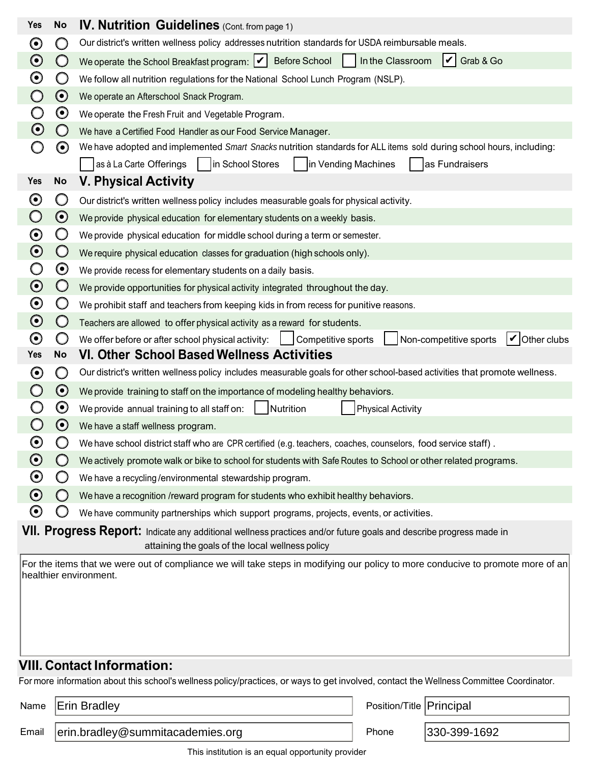| Yes | No | IV. Nutrition Guidelines (Cont. from page 1) |
|---|---|---|
| ⦿ | ○ | Our district's written wellness policy addresses nutrition standards for USDA reimbursable meals. |
| ⦿ | ○ | We operate the School Breakfast program: ☑ Before School ☐ In the Classroom ☑ Grab & Go |
| ⦿ | ○ | We follow all nutrition regulations for the National School Lunch Program (NSLP). |
| ○ | ⦿ | We operate an Afterschool Snack Program. |
| ○ | ⦿ | We operate the Fresh Fruit and Vegetable Program. |
| ⦿ | ○ | We have a Certified Food Handler as our Food Service Manager. |
| ○ | ⦿ | We have adopted and implemented *Smart Snacks* nutrition standards for ALL items sold during school hours, including: ☐ as à La Carte Offerings ☐ in School Stores ☐ in Vending Machines ☐ as Fundraisers |

| Yes | No | V. Physical Activity |
|---|---|---|
| ⦿ | ○ | Our district's written wellness policy includes measurable goals for physical activity. |
| ○ | ⦿ | We provide physical education for elementary students on a weekly basis. |
| ⦿ | ○ | We provide physical education for middle school during a term or semester. |
| ⦿ | ○ | We require physical education classes for graduation (high schools only). |
| ○ | ⦿ | We provide recess for elementary students on a daily basis. |
| ⦿ | ○ | We provide opportunities for physical activity integrated throughout the day. |
| ⦿ | ○ | We prohibit staff and teachers from keeping kids in from recess for punitive reasons. |
| ⦿ | ○ | Teachers are allowed to offer physical activity as a reward for students. |
| ⦿ | ○ | We offer before or after school physical activity: ☐ Competitive sports ☐ Non-competitive sports ☑ Other clubs |

| Yes | No | VI. Other School Based Wellness Activities |
|---|---|---|
| ⦿ | ○ | Our district's written wellness policy includes measurable goals for other school-based activities that promote wellness. |
| ○ | ⦿ | We provide training to staff on the importance of modeling healthy behaviors. |
| ○ | ⦿ | We provide annual training to all staff on: ☐ Nutrition ☐ Physical Activity |
| ○ | ⦿ | We have a staff wellness program. |
| ⦿ | ○ | We have school district staff who are CPR certified (e.g. teachers, coaches, counselors, food service staff) . |
| ⦿ | ○ | We actively promote walk or bike to school for students with Safe Routes to School or other related programs. |
| ⦿ | ○ | We have a recycling /environmental stewardship program. |
| ⦿ | ○ | We have a recognition /reward program for students who exhibit healthy behaviors. |
| ⦿ | ○ | We have community partnerships which support programs, projects, events, or activities. |

## VII. Progress Report:

Indicate any additional wellness practices and/or future goals and describe progress made in attaining the goals of the local wellness policy

For the items that we were out of compliance we will take steps in modifying our policy to more conducive to promote more of an healthier environment.

## VIII. Contact Information:

For more information about this school's wellness policy/practices, or ways to get involved, contact the Wellness Committee Coordinator.

Name: Erin Bradley

Position/Title: Principal

Email: erin.bradley@summitacademies.org

Phone: 330-399-1692

This institution is an equal opportunity provider